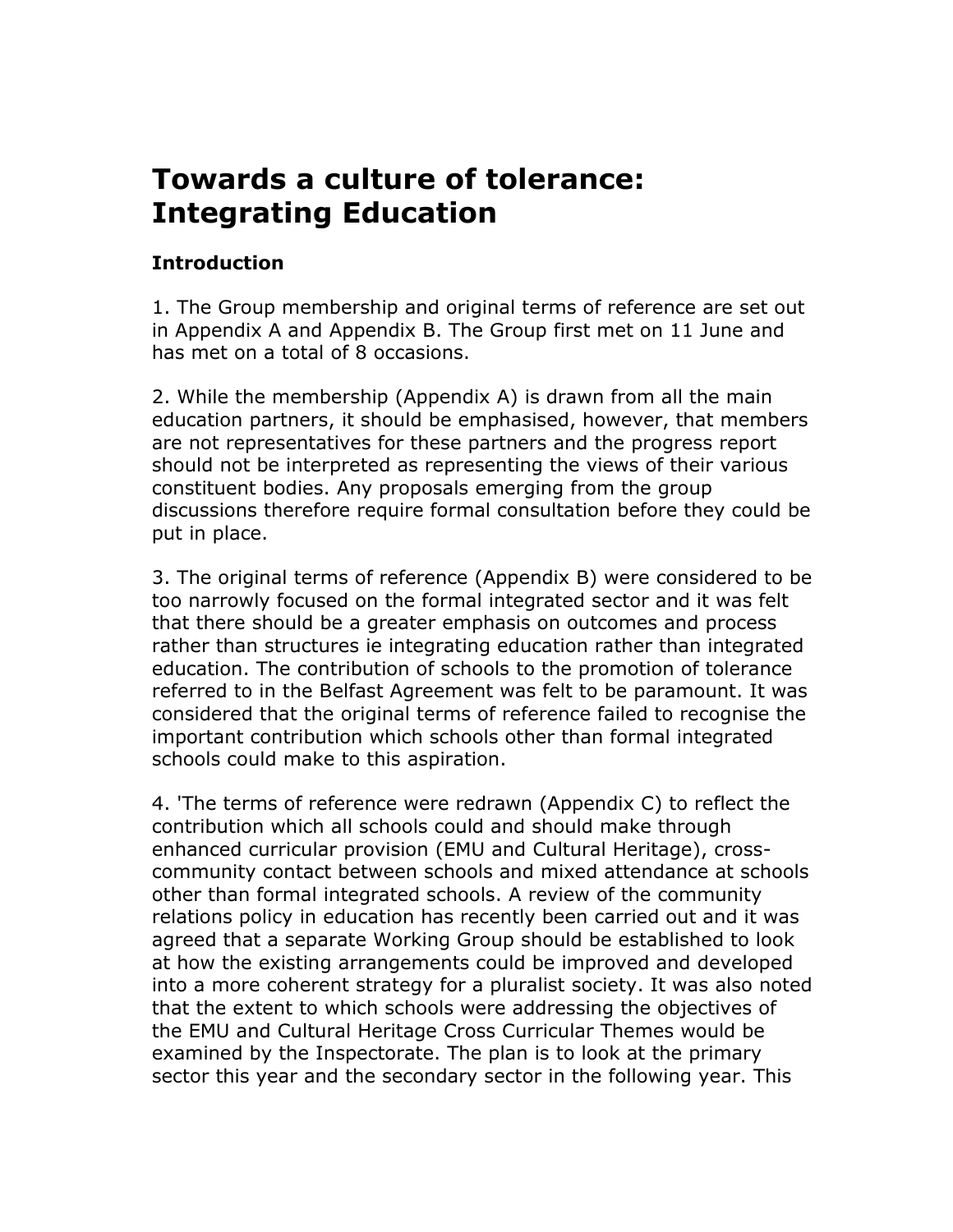# Towards a culture of tolerance: Integrating Education

## Introduction

1. The Group membership and original terms of reference are set out in Appendix A and Appendix B. The Group first met on 11 June and has met on a total of 8 occasions.

2. While the membership (Appendix A) is drawn from all the main education partners, it should be emphasised, however, that members are not representatives for these partners and the progress report should not be interpreted as representing the views of their various constituent bodies. Any proposals emerging from the group discussions therefore require formal consultation before they could be put in place.

3. The original terms of reference (Appendix B) were considered to be too narrowly focused on the formal integrated sector and it was felt that there should be a greater emphasis on outcomes and process rather than structures ie integrating education rather than integrated education. The contribution of schools to the promotion of tolerance referred to in the Belfast Agreement was felt to be paramount. It was considered that the original terms of reference failed to recognise the important contribution which schools other than formal integrated schools could make to this aspiration.

4. 'The terms of reference were redrawn (Appendix C) to reflect the contribution which all schools could and should make through enhanced curricular provision (EMU and Cultural Heritage), cross-community contact between schools and mixed attendance at schools other than formal integrated schools. A review of the community relations policy in education has recently been carried out and it was agreed that a separate Working Group should be established to look at how the existing arrangements could be improved and developed into a more coherent strategy for a pluralist society. It was also noted that the extent to which schools were addressing the objectives of the EMU and Cultural Heritage Cross Curricular Themes would be examined by the Inspectorate. The plan is to look at the primary sector this year and the secondary sector in the following year. This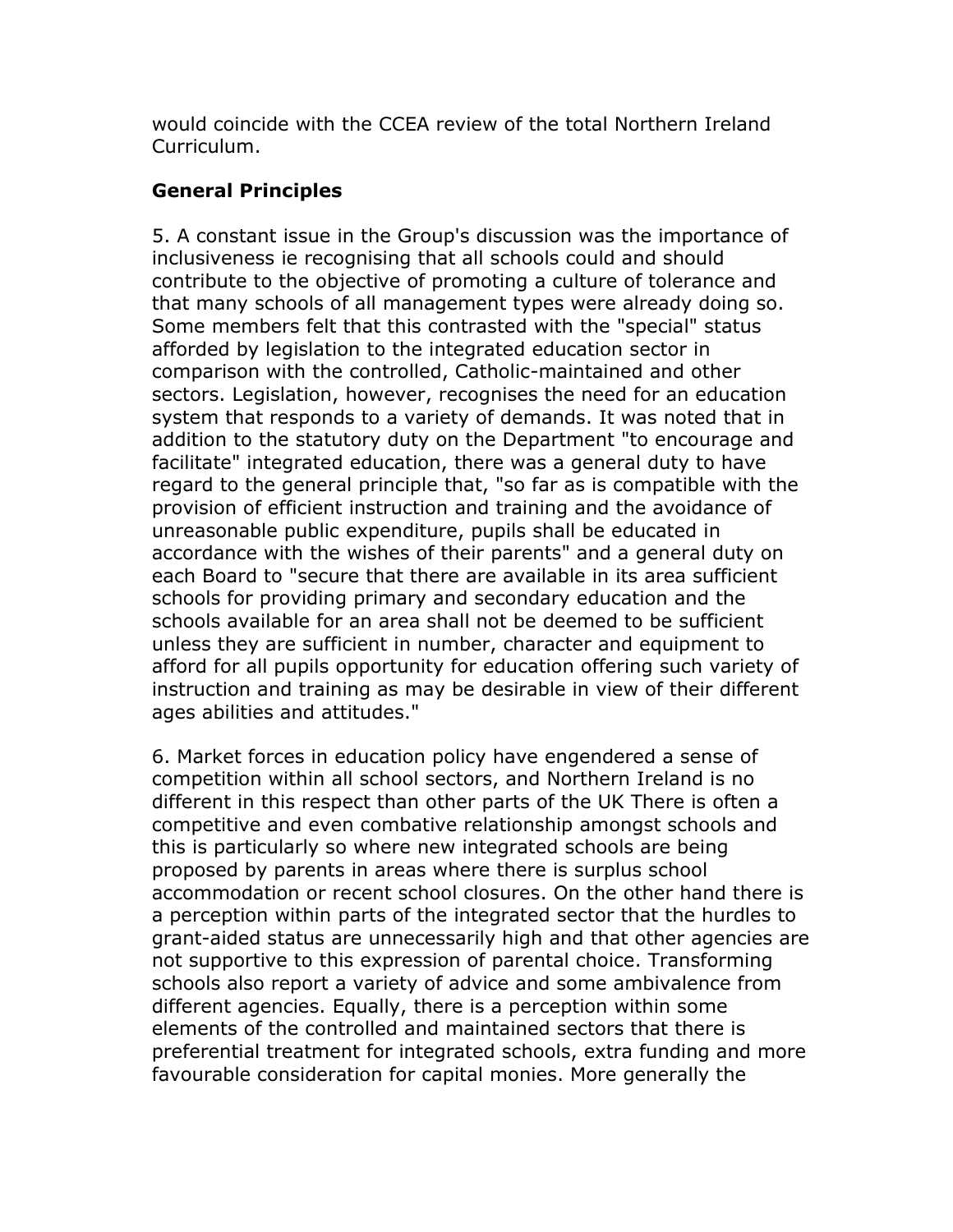would coincide with the CCEA review of the total Northern Ireland Curriculum.

**General Principles**

5. A constant issue in the Group's discussion was the importance of inclusiveness ie recognising that all schools could and should contribute to the objective of promoting a culture of tolerance and that many schools of all management types were already doing so. Some members felt that this contrasted with the "special" status afforded by legislation to the integrated education sector in comparison with the controlled, Catholic-maintained and other sectors. Legislation, however, recognises the need for an education system that responds to a variety of demands. It was noted that in addition to the statutory duty on the Department "to encourage and facilitate" integrated education, there was a general duty to have regard to the general principle that, "so far as is compatible with the provision of efficient instruction and training and the avoidance of unreasonable public expenditure, pupils shall be educated in accordance with the wishes of their parents" and a general duty on each Board to "secure that there are available in its area sufficient schools for providing primary and secondary education and the schools available for an area shall not be deemed to be sufficient unless they are sufficient in number, character and equipment to afford for all pupils opportunity for education offering such variety of instruction and training as may be desirable in view of their different ages abilities and attitudes."

6. Market forces in education policy have engendered a sense of competition within all school sectors, and Northern Ireland is no different in this respect than other parts of the UK There is often a competitive and even combative relationship amongst schools and this is particularly so where new integrated schools are being proposed by parents in areas where there is surplus school accommodation or recent school closures. On the other hand there is a perception within parts of the integrated sector that the hurdles to grant-aided status are unnecessarily high and that other agencies are not supportive to this expression of parental choice. Transforming schools also report a variety of advice and some ambivalence from different agencies. Equally, there is a perception within some elements of the controlled and maintained sectors that there is preferential treatment for integrated schools, extra funding and more favourable consideration for capital monies. More generally the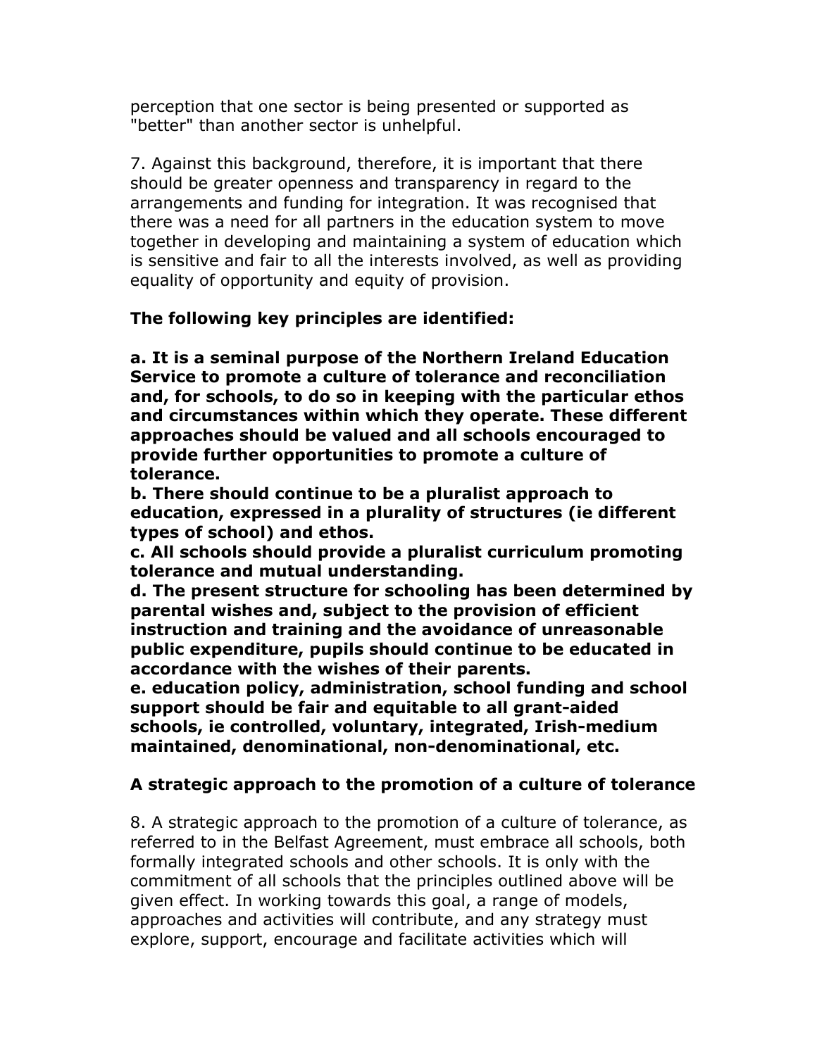perception that one sector is being presented or supported as "better" than another sector is unhelpful.

7. Against this background, therefore, it is important that there should be greater openness and transparency in regard to the arrangements and funding for integration. It was recognised that there was a need for all partners in the education system to move together in developing and maintaining a system of education which is sensitive and fair to all the interests involved, as well as providing equality of opportunity and equity of provision.

**The following key principles are identified:**

**a. It is a seminal purpose of the Northern Ireland Education Service to promote a culture of tolerance and reconciliation and, for schools, to do so in keeping with the particular ethos and circumstances within which they operate. These different approaches should be valued and all schools encouraged to provide further opportunities to promote a culture of tolerance.**
**b. There should continue to be a pluralist approach to education, expressed in a plurality of structures (ie different types of school) and ethos.**
**c. All schools should provide a pluralist curriculum promoting tolerance and mutual understanding.**
**d. The present structure for schooling has been determined by parental wishes and, subject to the provision of efficient instruction and training and the avoidance of unreasonable public expenditure, pupils should continue to be educated in accordance with the wishes of their parents.**
**e. education policy, administration, school funding and school support should be fair and equitable to all grant-aided schools, ie controlled, voluntary, integrated, Irish-medium maintained, denominational, non-denominational, etc.**

**A strategic approach to the promotion of a culture of tolerance**

8. A strategic approach to the promotion of a culture of tolerance, as referred to in the Belfast Agreement, must embrace all schools, both formally integrated schools and other schools. It is only with the commitment of all schools that the principles outlined above will be given effect. In working towards this goal, a range of models, approaches and activities will contribute, and any strategy must explore, support, encourage and facilitate activities which will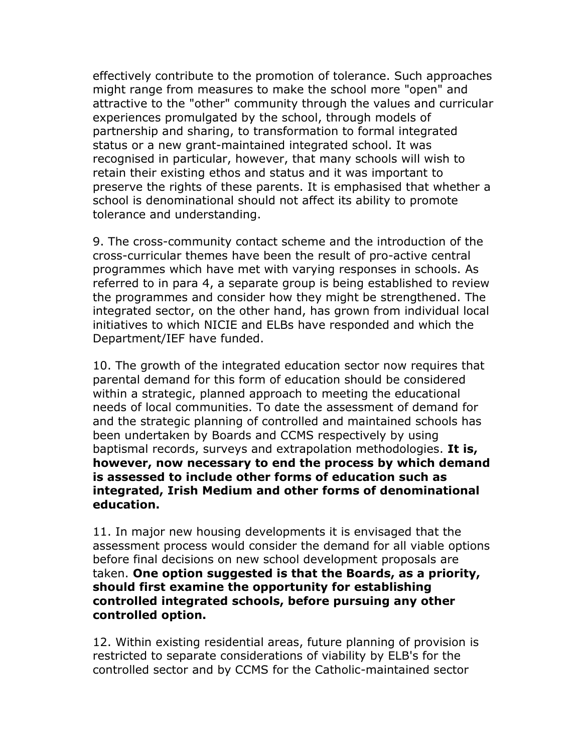effectively contribute to the promotion of tolerance. Such approaches might range from measures to make the school more "open" and attractive to the "other" community through the values and curricular experiences promulgated by the school, through models of partnership and sharing, to transformation to formal integrated status or a new grant-maintained integrated school. It was recognised in particular, however, that many schools will wish to retain their existing ethos and status and it was important to preserve the rights of these parents. It is emphasised that whether a school is denominational should not affect its ability to promote tolerance and understanding.

9. The cross-community contact scheme and the introduction of the cross-curricular themes have been the result of pro-active central programmes which have met with varying responses in schools. As referred to in para 4, a separate group is being established to review the programmes and consider how they might be strengthened. The integrated sector, on the other hand, has grown from individual local initiatives to which NICIE and ELBs have responded and which the Department/IEF have funded.

10. The growth of the integrated education sector now requires that parental demand for this form of education should be considered within a strategic, planned approach to meeting the educational needs of local communities. To date the assessment of demand for and the strategic planning of controlled and maintained schools has been undertaken by Boards and CCMS respectively by using baptismal records, surveys and extrapolation methodologies. **It is, however, now necessary to end the process by which demand is assessed to include other forms of education such as integrated, Irish Medium and other forms of denominational education.**

11. In major new housing developments it is envisaged that the assessment process would consider the demand for all viable options before final decisions on new school development proposals are taken. **One option suggested is that the Boards, as a priority, should first examine the opportunity for establishing controlled integrated schools, before pursuing any other controlled option.**

12. Within existing residential areas, future planning of provision is restricted to separate considerations of viability by ELB's for the controlled sector and by CCMS for the Catholic-maintained sector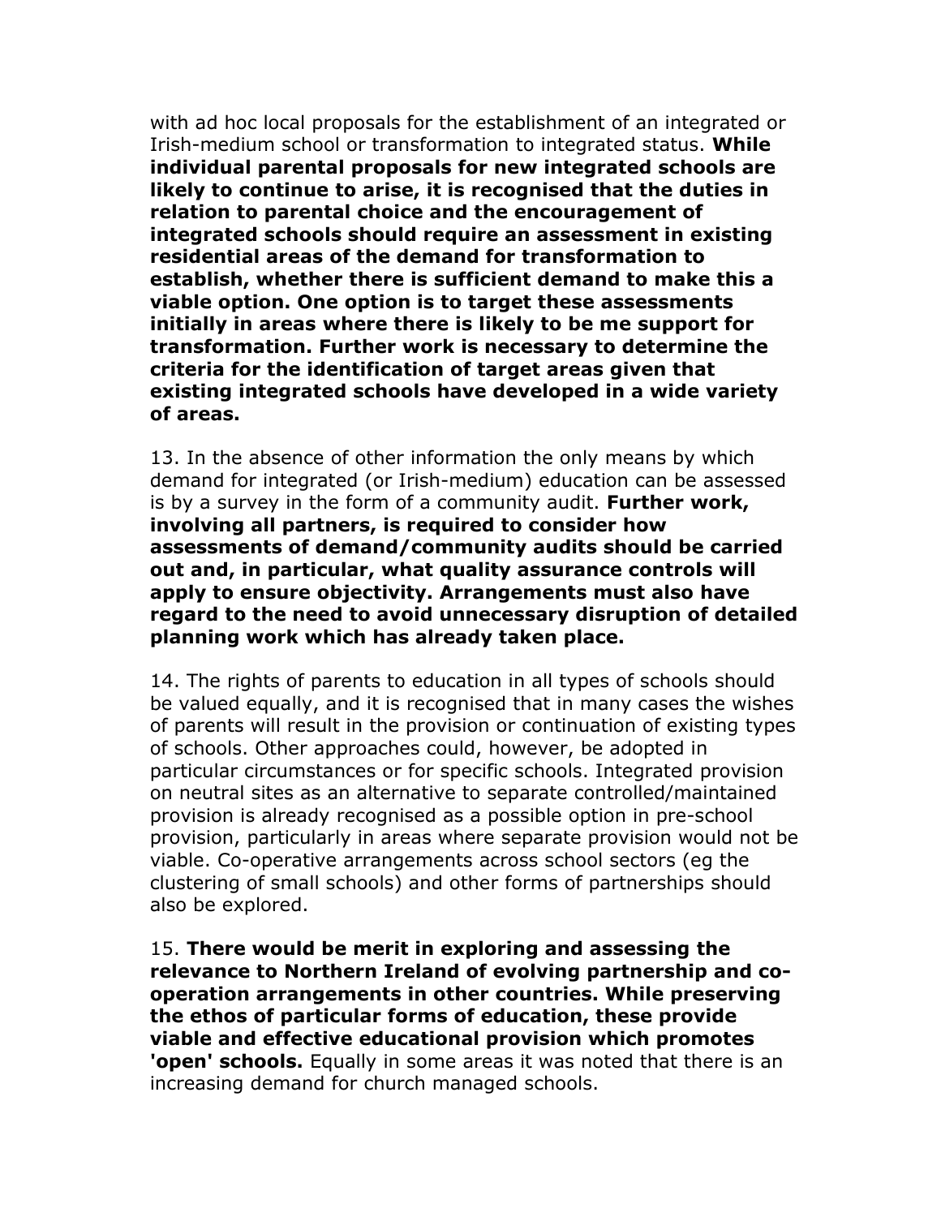with ad hoc local proposals for the establishment of an integrated or Irish-medium school or transformation to integrated status. **While individual parental proposals for new integrated schools are likely to continue to arise, it is recognised that the duties in relation to parental choice and the encouragement of integrated schools should require an assessment in existing residential areas of the demand for transformation to establish, whether there is sufficient demand to make this a viable option. One option is to target these assessments initially in areas where there is likely to be me support for transformation. Further work is necessary to determine the criteria for the identification of target areas given that existing integrated schools have developed in a wide variety of areas.**

13. In the absence of other information the only means by which demand for integrated (or Irish-medium) education can be assessed is by a survey in the form of a community audit. **Further work, involving all partners, is required to consider how assessments of demand/community audits should be carried out and, in particular, what quality assurance controls will apply to ensure objectivity. Arrangements must also have regard to the need to avoid unnecessary disruption of detailed planning work which has already taken place.**

14. The rights of parents to education in all types of schools should be valued equally, and it is recognised that in many cases the wishes of parents will result in the provision or continuation of existing types of schools. Other approaches could, however, be adopted in particular circumstances or for specific schools. Integrated provision on neutral sites as an alternative to separate controlled/maintained provision is already recognised as a possible option in pre-school provision, particularly in areas where separate provision would not be viable. Co-operative arrangements across school sectors (eg the clustering of small schools) and other forms of partnerships should also be explored.

15. **There would be merit in exploring and assessing the relevance to Northern Ireland of evolving partnership and co-operation arrangements in other countries. While preserving the ethos of particular forms of education, these provide viable and effective educational provision which promotes 'open' schools.** Equally in some areas it was noted that there is an increasing demand for church managed schools.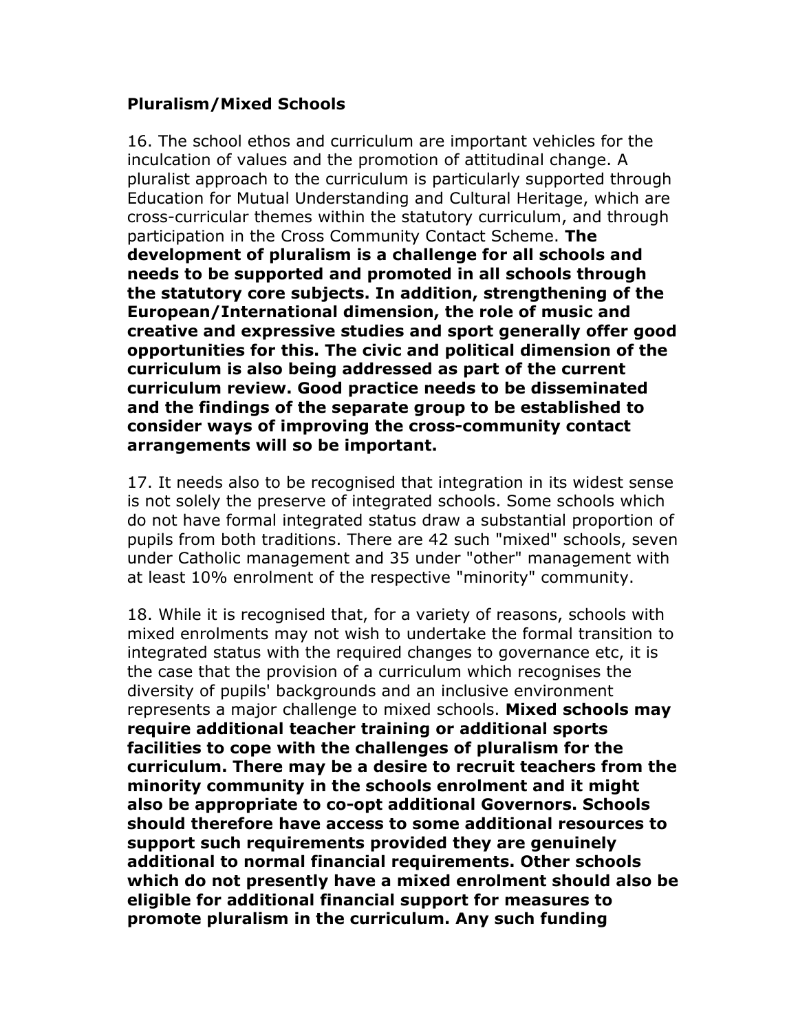**Pluralism/Mixed Schools**

16. The school ethos and curriculum are important vehicles for the inculcation of values and the promotion of attitudinal change. A pluralist approach to the curriculum is particularly supported through Education for Mutual Understanding and Cultural Heritage, which are cross-curricular themes within the statutory curriculum, and through participation in the Cross Community Contact Scheme. **The development of pluralism is a challenge for all schools and needs to be supported and promoted in all schools through the statutory core subjects. In addition, strengthening of the European/International dimension, the role of music and creative and expressive studies and sport generally offer good opportunities for this. The civic and political dimension of the curriculum is also being addressed as part of the current curriculum review. Good practice needs to be disseminated and the findings of the separate group to be established to consider ways of improving the cross-community contact arrangements will so be important.**

17. It needs also to be recognised that integration in its widest sense is not solely the preserve of integrated schools. Some schools which do not have formal integrated status draw a substantial proportion of pupils from both traditions. There are 42 such "mixed" schools, seven under Catholic management and 35 under "other" management with at least 10% enrolment of the respective "minority" community.

18. While it is recognised that, for a variety of reasons, schools with mixed enrolments may not wish to undertake the formal transition to integrated status with the required changes to governance etc, it is the case that the provision of a curriculum which recognises the diversity of pupils' backgrounds and an inclusive environment represents a major challenge to mixed schools. **Mixed schools may require additional teacher training or additional sports facilities to cope with the challenges of pluralism for the curriculum. There may be a desire to recruit teachers from the minority community in the schools enrolment and it might also be appropriate to co-opt additional Governors. Schools should therefore have access to some additional resources to support such requirements provided they are genuinely additional to normal financial requirements. Other schools which do not presently have a mixed enrolment should also be eligible for additional financial support for measures to promote pluralism in the curriculum. Any such funding**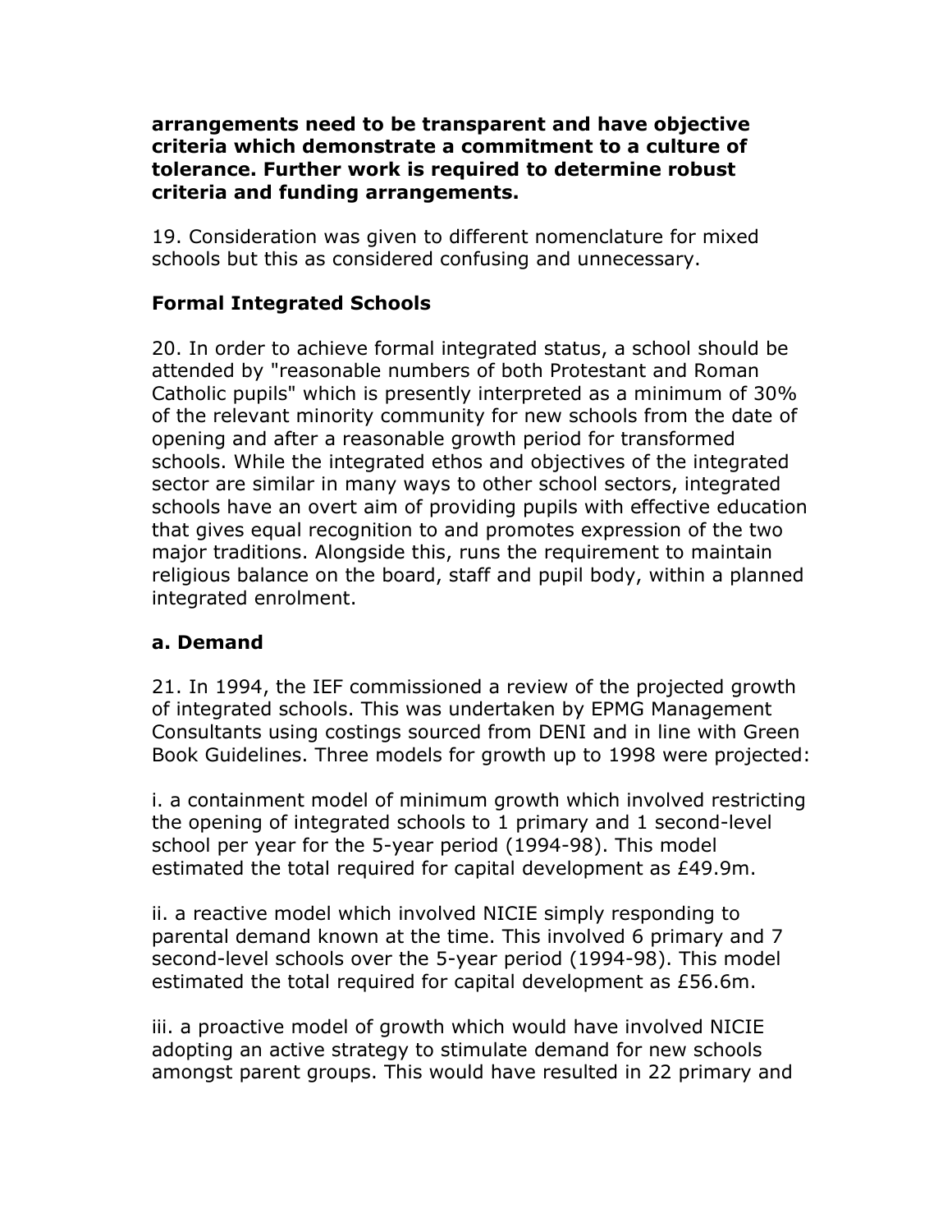**arrangements need to be transparent and have objective criteria which demonstrate a commitment to a culture of tolerance. Further work is required to determine robust criteria and funding arrangements.**

19. Consideration was given to different nomenclature for mixed schools but this as considered confusing and unnecessary.

### Formal Integrated Schools

20. In order to achieve formal integrated status, a school should be attended by "reasonable numbers of both Protestant and Roman Catholic pupils" which is presently interpreted as a minimum of 30% of the relevant minority community for new schools from the date of opening and after a reasonable growth period for transformed schools. While the integrated ethos and objectives of the integrated sector are similar in many ways to other school sectors, integrated schools have an overt aim of providing pupils with effective education that gives equal recognition to and promotes expression of the two major traditions. Alongside this, runs the requirement to maintain religious balance on the board, staff and pupil body, within a planned integrated enrolment.

### a. Demand

21. In 1994, the IEF commissioned a review of the projected growth of integrated schools. This was undertaken by EPMG Management Consultants using costings sourced from DENI and in line with Green Book Guidelines. Three models for growth up to 1998 were projected:

i. a containment model of minimum growth which involved restricting the opening of integrated schools to 1 primary and 1 second-level school per year for the 5-year period (1994-98). This model estimated the total required for capital development as £49.9m.

ii. a reactive model which involved NICIE simply responding to parental demand known at the time. This involved 6 primary and 7 second-level schools over the 5-year period (1994-98). This model estimated the total required for capital development as £56.6m.

iii. a proactive model of growth which would have involved NICIE adopting an active strategy to stimulate demand for new schools amongst parent groups. This would have resulted in 22 primary and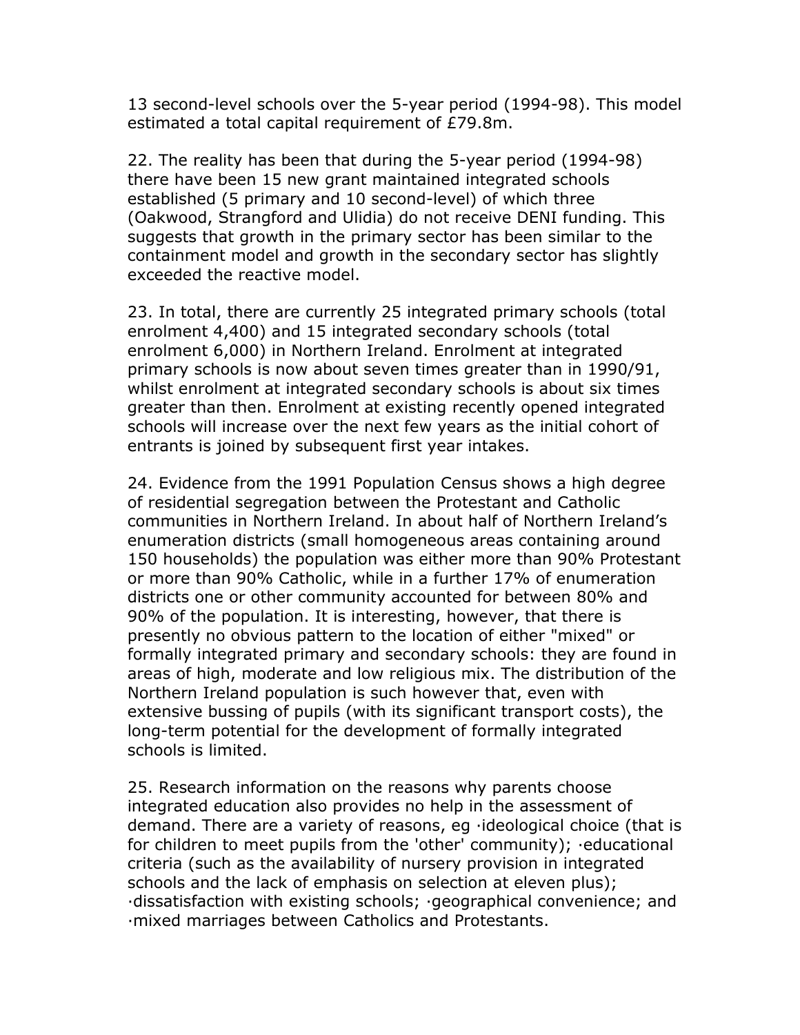13 second-level schools over the 5-year period (1994-98). This model estimated a total capital requirement of £79.8m.

22. The reality has been that during the 5-year period (1994-98) there have been 15 new grant maintained integrated schools established (5 primary and 10 second-level) of which three (Oakwood, Strangford and Ulidia) do not receive DENI funding. This suggests that growth in the primary sector has been similar to the containment model and growth in the secondary sector has slightly exceeded the reactive model.

23. In total, there are currently 25 integrated primary schools (total enrolment 4,400) and 15 integrated secondary schools (total enrolment 6,000) in Northern Ireland. Enrolment at integrated primary schools is now about seven times greater than in 1990/91, whilst enrolment at integrated secondary schools is about six times greater than then. Enrolment at existing recently opened integrated schools will increase over the next few years as the initial cohort of entrants is joined by subsequent first year intakes.

24. Evidence from the 1991 Population Census shows a high degree of residential segregation between the Protestant and Catholic communities in Northern Ireland. In about half of Northern Ireland's enumeration districts (small homogeneous areas containing around 150 households) the population was either more than 90% Protestant or more than 90% Catholic, while in a further 17% of enumeration districts one or other community accounted for between 80% and 90% of the population. It is interesting, however, that there is presently no obvious pattern to the location of either "mixed" or formally integrated primary and secondary schools: they are found in areas of high, moderate and low religious mix. The distribution of the Northern Ireland population is such however that, even with extensive bussing of pupils (with its significant transport costs), the long-term potential for the development of formally integrated schools is limited.

25. Research information on the reasons why parents choose integrated education also provides no help in the assessment of demand. There are a variety of reasons, eg ·ideological choice (that is for children to meet pupils from the 'other' community); ·educational criteria (such as the availability of nursery provision in integrated schools and the lack of emphasis on selection at eleven plus); ·dissatisfaction with existing schools; ·geographical convenience; and ·mixed marriages between Catholics and Protestants.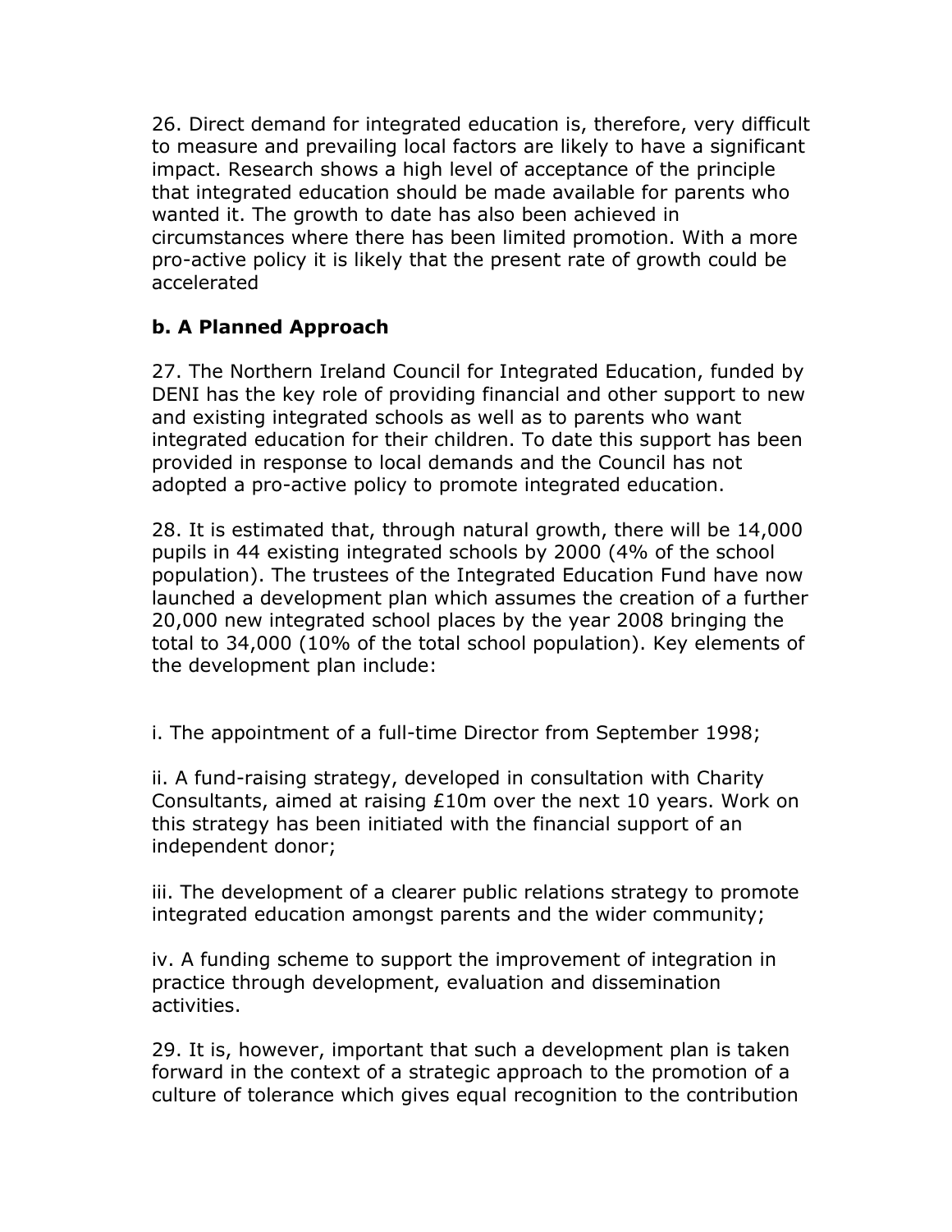26. Direct demand for integrated education is, therefore, very difficult to measure and prevailing local factors are likely to have a significant impact. Research shows a high level of acceptance of the principle that integrated education should be made available for parents who wanted it. The growth to date has also been achieved in circumstances where there has been limited promotion. With a more pro-active policy it is likely that the present rate of growth could be accelerated

### b. A Planned Approach

27. The Northern Ireland Council for Integrated Education, funded by DENI has the key role of providing financial and other support to new and existing integrated schools as well as to parents who want integrated education for their children. To date this support has been provided in response to local demands and the Council has not adopted a pro-active policy to promote integrated education.

28. It is estimated that, through natural growth, there will be 14,000 pupils in 44 existing integrated schools by 2000 (4% of the school population). The trustees of the Integrated Education Fund have now launched a development plan which assumes the creation of a further 20,000 new integrated school places by the year 2008 bringing the total to 34,000 (10% of the total school population). Key elements of the development plan include:

i. The appointment of a full-time Director from September 1998;

ii. A fund-raising strategy, developed in consultation with Charity Consultants, aimed at raising £10m over the next 10 years. Work on this strategy has been initiated with the financial support of an independent donor;

iii. The development of a clearer public relations strategy to promote integrated education amongst parents and the wider community;

iv. A funding scheme to support the improvement of integration in practice through development, evaluation and dissemination activities.

29. It is, however, important that such a development plan is taken forward in the context of a strategic approach to the promotion of a culture of tolerance which gives equal recognition to the contribution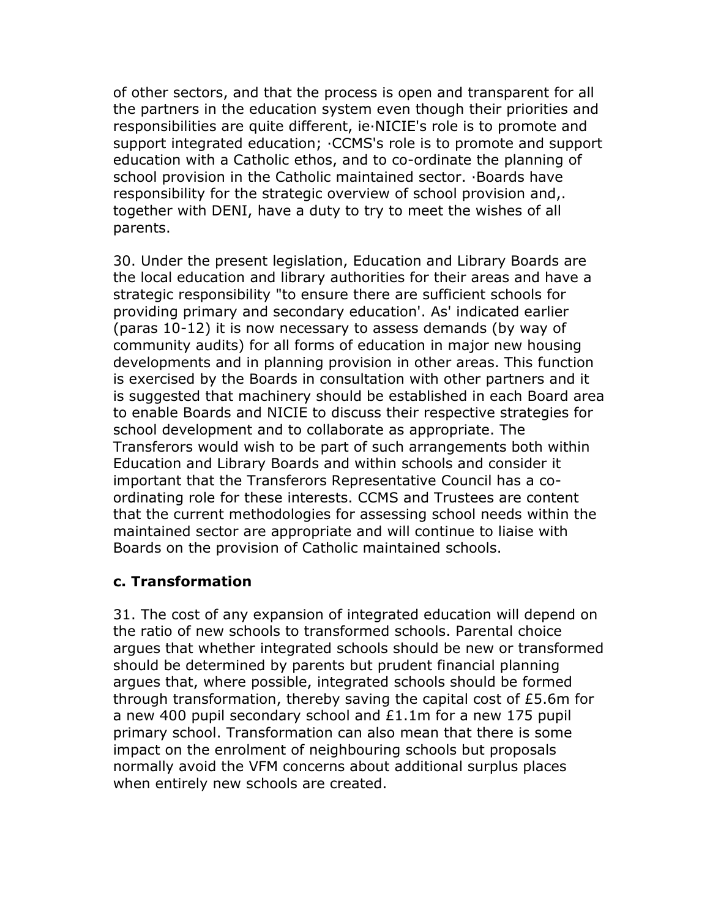of other sectors, and that the process is open and transparent for all the partners in the education system even though their priorities and responsibilities are quite different, ie·NICIE's role is to promote and support integrated education; ·CCMS's role is to promote and support education with a Catholic ethos, and to co-ordinate the planning of school provision in the Catholic maintained sector. ·Boards have responsibility for the strategic overview of school provision and,. together with DENI, have a duty to try to meet the wishes of all parents.

30. Under the present legislation, Education and Library Boards are the local education and library authorities for their areas and have a strategic responsibility "to ensure there are sufficient schools for providing primary and secondary education'. As' indicated earlier (paras 10-12) it is now necessary to assess demands (by way of community audits) for all forms of education in major new housing developments and in planning provision in other areas. This function is exercised by the Boards in consultation with other partners and it is suggested that machinery should be established in each Board area to enable Boards and NICIE to discuss their respective strategies for school development and to collaborate as appropriate. The Transferors would wish to be part of such arrangements both within Education and Library Boards and within schools and consider it important that the Transferors Representative Council has a co-ordinating role for these interests. CCMS and Trustees are content that the current methodologies for assessing school needs within the maintained sector are appropriate and will continue to liaise with Boards on the provision of Catholic maintained schools.

### c. Transformation

31. The cost of any expansion of integrated education will depend on the ratio of new schools to transformed schools. Parental choice argues that whether integrated schools should be new or transformed should be determined by parents but prudent financial planning argues that, where possible, integrated schools should be formed through transformation, thereby saving the capital cost of £5.6m for a new 400 pupil secondary school and £1.1m for a new 175 pupil primary school. Transformation can also mean that there is some impact on the enrolment of neighbouring schools but proposals normally avoid the VFM concerns about additional surplus places when entirely new schools are created.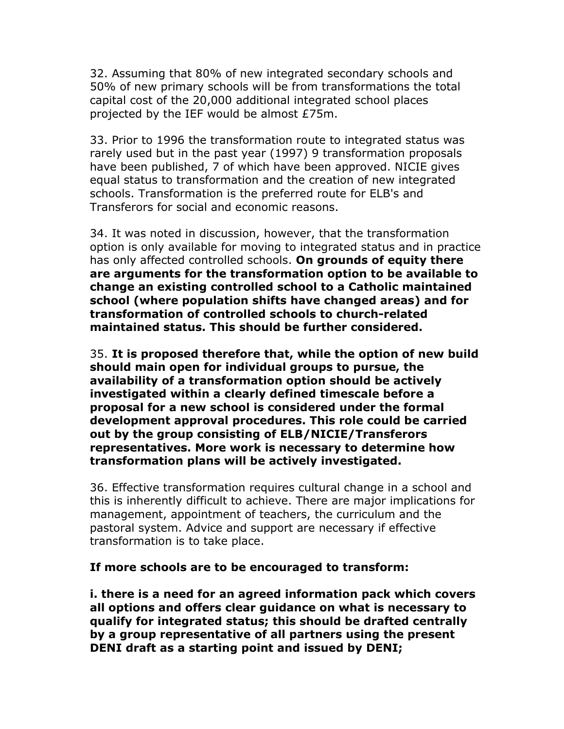32. Assuming that 80% of new integrated secondary schools and 50% of new primary schools will be from transformations the total capital cost of the 20,000 additional integrated school places projected by the IEF would be almost £75m.

33. Prior to 1996 the transformation route to integrated status was rarely used but in the past year (1997) 9 transformation proposals have been published, 7 of which have been approved. NICIE gives equal status to transformation and the creation of new integrated schools. Transformation is the preferred route for ELB's and Transferors for social and economic reasons.

34. It was noted in discussion, however, that the transformation option is only available for moving to integrated status and in practice has only affected controlled schools. **On grounds of equity there are arguments for the transformation option to be available to change an existing controlled school to a Catholic maintained school (where population shifts have changed areas) and for transformation of controlled schools to church-related maintained status. This should be further considered.**

35. **It is proposed therefore that, while the option of new build should main open for individual groups to pursue, the availability of a transformation option should be actively investigated within a clearly defined timescale before a proposal for a new school is considered under the formal development approval procedures. This role could be carried out by the group consisting of ELB/NICIE/Transferors representatives. More work is necessary to determine how transformation plans will be actively investigated.**

36. Effective transformation requires cultural change in a school and this is inherently difficult to achieve. There are major implications for management, appointment of teachers, the curriculum and the pastoral system. Advice and support are necessary if effective transformation is to take place.

**If more schools are to be encouraged to transform:**

**i. there is a need for an agreed information pack which covers all options and offers clear guidance on what is necessary to qualify for integrated status; this should be drafted centrally by a group representative of all partners using the present DENI draft as a starting point and issued by DENI;**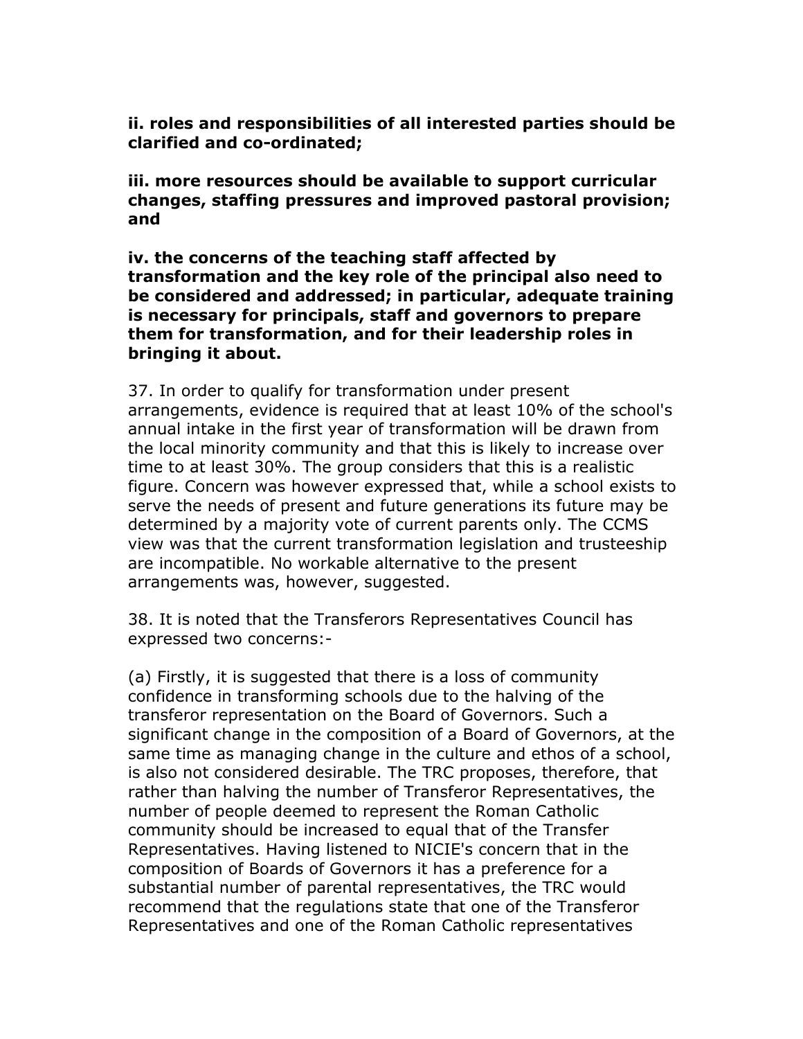**ii. roles and responsibilities of all interested parties should be clarified and co-ordinated;**

**iii. more resources should be available to support curricular changes, staffing pressures and improved pastoral provision; and**

**iv. the concerns of the teaching staff affected by transformation and the key role of the principal also need to be considered and addressed; in particular, adequate training is necessary for principals, staff and governors to prepare them for transformation, and for their leadership roles in bringing it about.**

37. In order to qualify for transformation under present arrangements, evidence is required that at least 10% of the school's annual intake in the first year of transformation will be drawn from the local minority community and that this is likely to increase over time to at least 30%. The group considers that this is a realistic figure. Concern was however expressed that, while a school exists to serve the needs of present and future generations its future may be determined by a majority vote of current parents only. The CCMS view was that the current transformation legislation and trusteeship are incompatible. No workable alternative to the present arrangements was, however, suggested.

38. It is noted that the Transferors Representatives Council has expressed two concerns:-

(a) Firstly, it is suggested that there is a loss of community confidence in transforming schools due to the halving of the transferor representation on the Board of Governors. Such a significant change in the composition of a Board of Governors, at the same time as managing change in the culture and ethos of a school, is also not considered desirable. The TRC proposes, therefore, that rather than halving the number of Transferor Representatives, the number of people deemed to represent the Roman Catholic community should be increased to equal that of the Transfer Representatives. Having listened to NICIE's concern that in the composition of Boards of Governors it has a preference for a substantial number of parental representatives, the TRC would recommend that the regulations state that one of the Transferor Representatives and one of the Roman Catholic representatives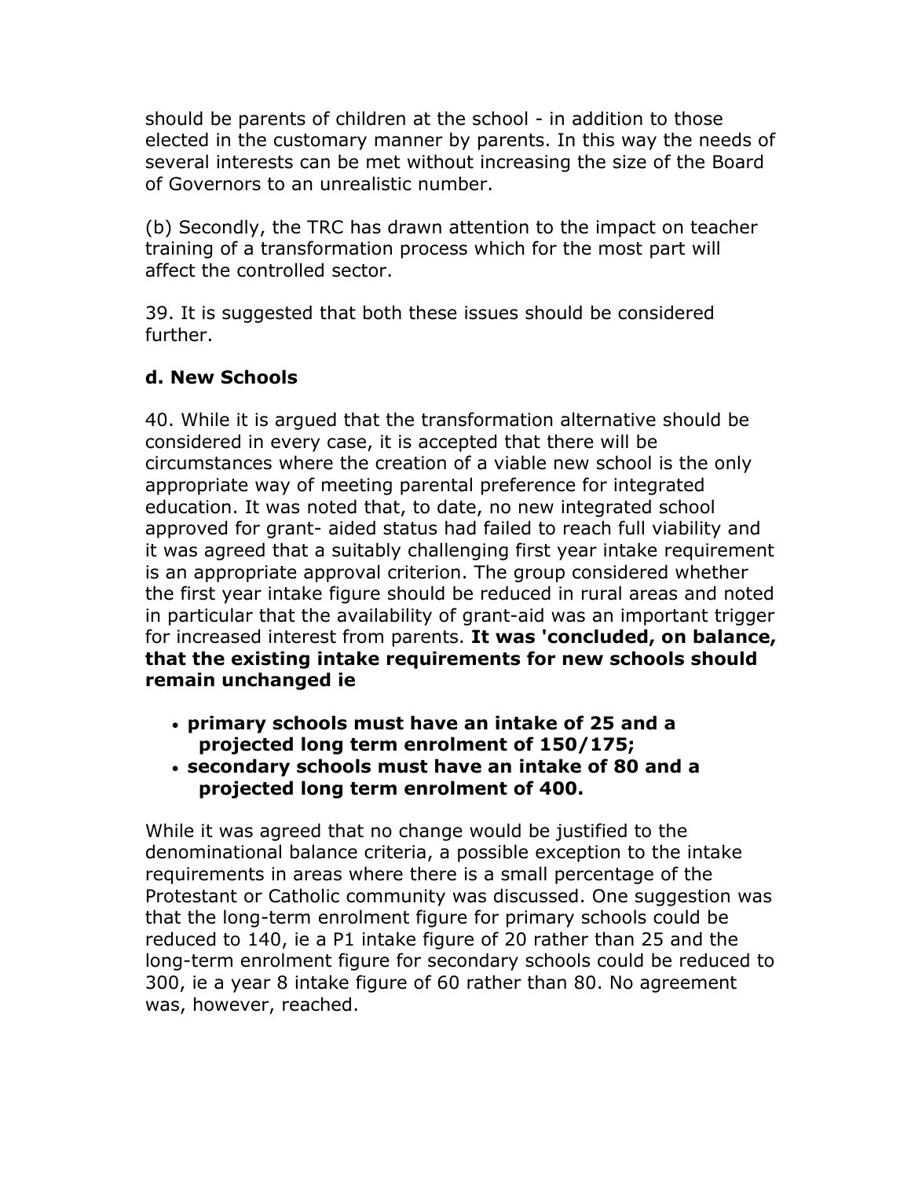should be parents of children at the school - in addition to those elected in the customary manner by parents. In this way the needs of several interests can be met without increasing the size of the Board of Governors to an unrealistic number.

(b) Secondly, the TRC has drawn attention to the impact on teacher training of a transformation process which for the most part will affect the controlled sector.

39. It is suggested that both these issues should be considered further.

### d. New Schools

40. While it is argued that the transformation alternative should be considered in every case, it is accepted that there will be circumstances where the creation of a viable new school is the only appropriate way of meeting parental preference for integrated education. It was noted that, to date, no new integrated school approved for grant- aided status had failed to reach full viability and it was agreed that a suitably challenging first year intake requirement is an appropriate approval criterion. The group considered whether the first year intake figure should be reduced in rural areas and noted in particular that the availability of grant-aid was an important trigger for increased interest from parents. **It was 'concluded, on balance, that the existing intake requirements for new schools should remain unchanged ie**

- **primary schools must have an intake of 25 and a projected long term enrolment of 150/175;**
- **secondary schools must have an intake of 80 and a projected long term enrolment of 400.**

While it was agreed that no change would be justified to the denominational balance criteria, a possible exception to the intake requirements in areas where there is a small percentage of the Protestant or Catholic community was discussed. One suggestion was that the long-term enrolment figure for primary schools could be reduced to 140, ie a P1 intake figure of 20 rather than 25 and the long-term enrolment figure for secondary schools could be reduced to 300, ie a year 8 intake figure of 60 rather than 80. No agreement was, however, reached.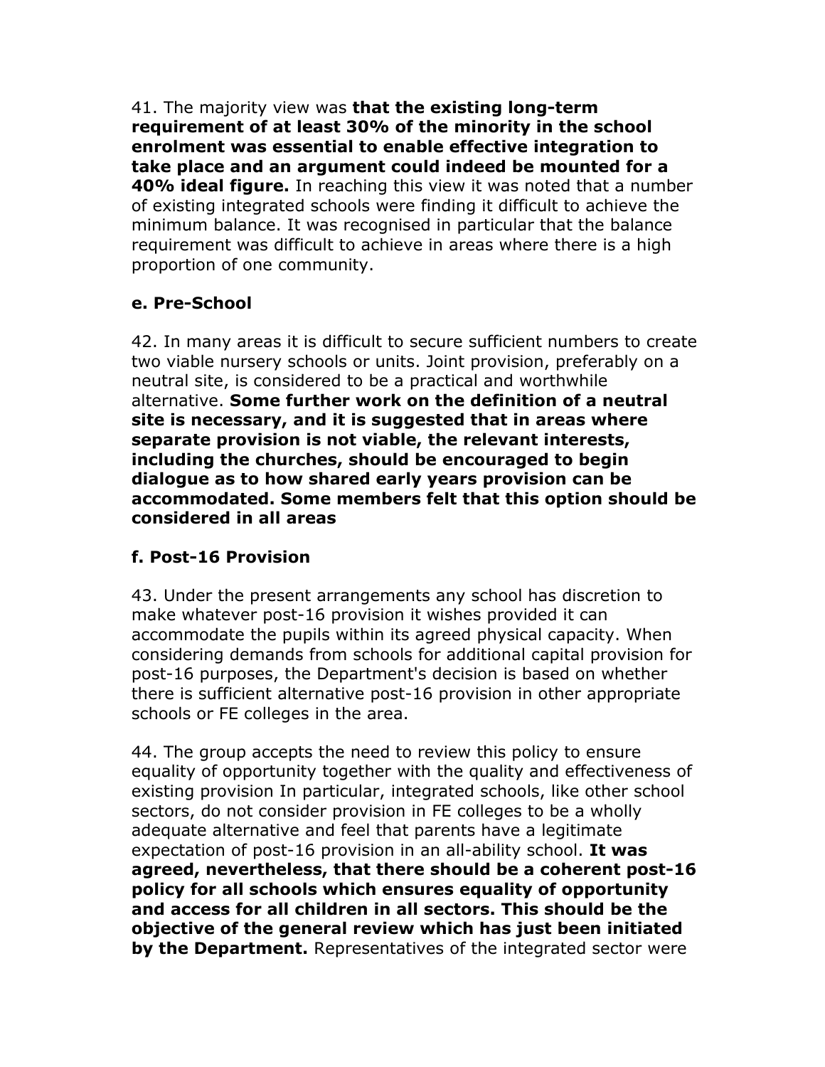41. The majority view was **that the existing long-term requirement of at least 30% of the minority in the school enrolment was essential to enable effective integration to take place and an argument could indeed be mounted for a 40% ideal figure.** In reaching this view it was noted that a number of existing integrated schools were finding it difficult to achieve the minimum balance. It was recognised in particular that the balance requirement was difficult to achieve in areas where there is a high proportion of one community.

### e. Pre-School

42. In many areas it is difficult to secure sufficient numbers to create two viable nursery schools or units. Joint provision, preferably on a neutral site, is considered to be a practical and worthwhile alternative. **Some further work on the definition of a neutral site is necessary, and it is suggested that in areas where separate provision is not viable, the relevant interests, including the churches, should be encouraged to begin dialogue as to how shared early years provision can be accommodated. Some members felt that this option should be considered in all areas**

### f. Post-16 Provision

43. Under the present arrangements any school has discretion to make whatever post-16 provision it wishes provided it can accommodate the pupils within its agreed physical capacity. When considering demands from schools for additional capital provision for post-16 purposes, the Department's decision is based on whether there is sufficient alternative post-16 provision in other appropriate schools or FE colleges in the area.

44. The group accepts the need to review this policy to ensure equality of opportunity together with the quality and effectiveness of existing provision In particular, integrated schools, like other school sectors, do not consider provision in FE colleges to be a wholly adequate alternative and feel that parents have a legitimate expectation of post-16 provision in an all-ability school. **It was agreed, nevertheless, that there should be a coherent post-16 policy for all schools which ensures equality of opportunity and access for all children in all sectors. This should be the objective of the general review which has just been initiated by the Department.** Representatives of the integrated sector were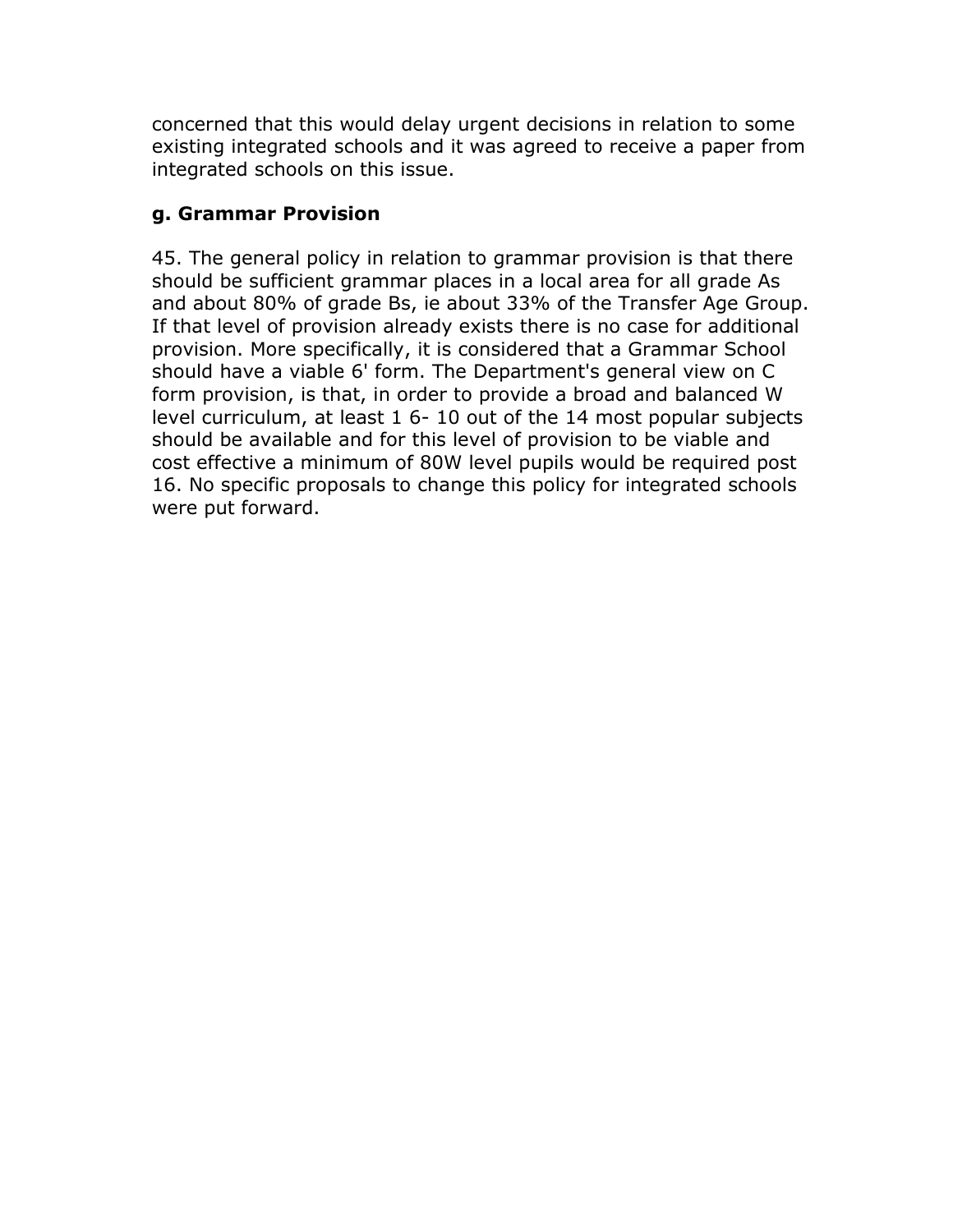concerned that this would delay urgent decisions in relation to some existing integrated schools and it was agreed to receive a paper from integrated schools on this issue.

### g. Grammar Provision

45. The general policy in relation to grammar provision is that there should be sufficient grammar places in a local area for all grade As and about 80% of grade Bs, ie about 33% of the Transfer Age Group. If that level of provision already exists there is no case for additional provision. More specifically, it is considered that a Grammar School should have a viable 6' form. The Department's general view on C form provision, is that, in order to provide a broad and balanced W level curriculum, at least 1 6- 10 out of the 14 most popular subjects should be available and for this level of provision to be viable and cost effective a minimum of 80W level pupils would be required post 16. No specific proposals to change this policy for integrated schools were put forward.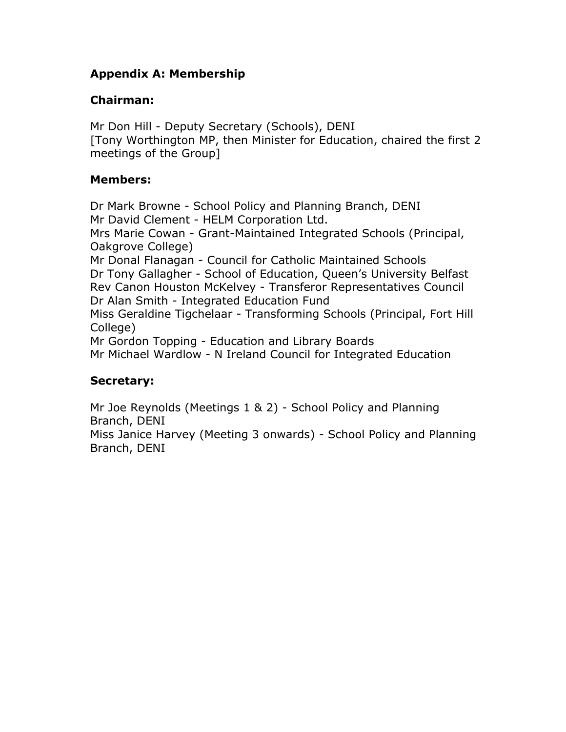## Appendix A: Membership

### Chairman:

Mr Don Hill - Deputy Secretary (Schools), DENI
[Tony Worthington MP, then Minister for Education, chaired the first 2 meetings of the Group]

### Members:

Dr Mark Browne - School Policy and Planning Branch, DENI
Mr David Clement - HELM Corporation Ltd.
Mrs Marie Cowan - Grant-Maintained Integrated Schools (Principal, Oakgrove College)
Mr Donal Flanagan - Council for Catholic Maintained Schools
Dr Tony Gallagher - School of Education, Queen's University Belfast
Rev Canon Houston McKelvey - Transferor Representatives Council
Dr Alan Smith - Integrated Education Fund
Miss Geraldine Tigchelaar - Transforming Schools (Principal, Fort Hill College)
Mr Gordon Topping - Education and Library Boards
Mr Michael Wardlow - N Ireland Council for Integrated Education

### Secretary:

Mr Joe Reynolds (Meetings 1 & 2) - School Policy and Planning Branch, DENI
Miss Janice Harvey (Meeting 3 onwards) - School Policy and Planning Branch, DENI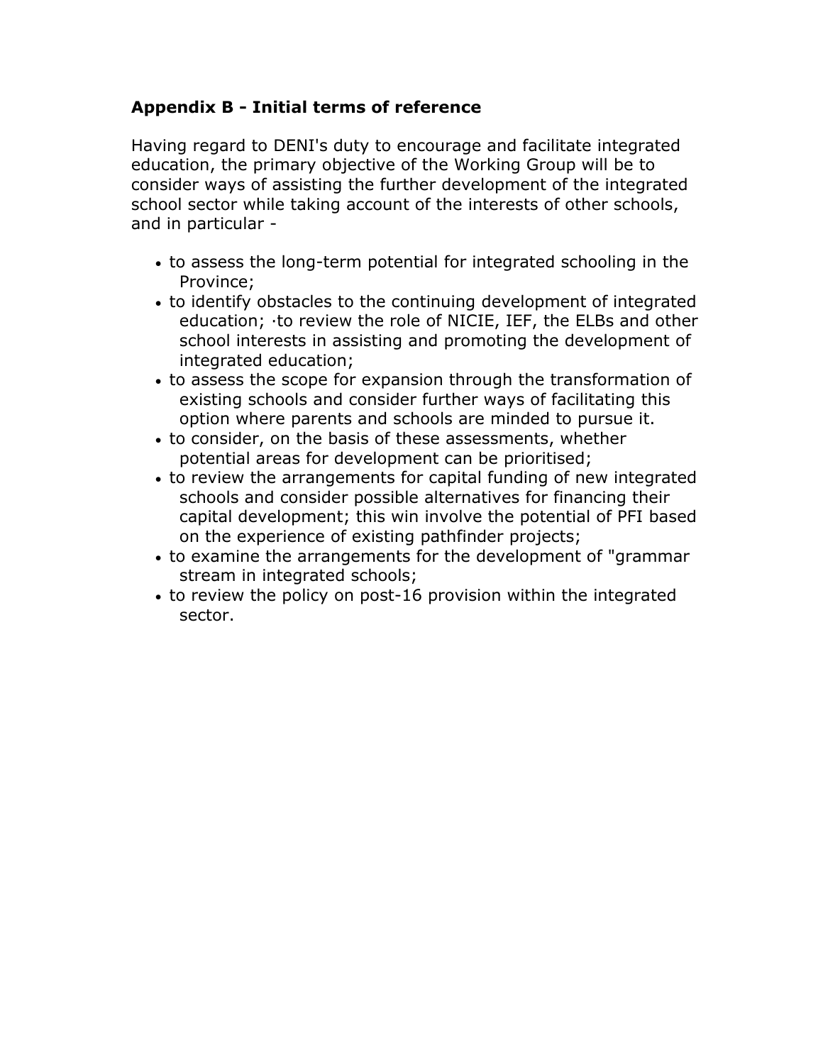## Appendix B - Initial terms of reference

Having regard to DENI's duty to encourage and facilitate integrated education, the primary objective of the Working Group will be to consider ways of assisting the further development of the integrated school sector while taking account of the interests of other schools, and in particular -

- to assess the long-term potential for integrated schooling in the Province;
- to identify obstacles to the continuing development of integrated education; ·to review the role of NICIE, IEF, the ELBs and other school interests in assisting and promoting the development of integrated education;
- to assess the scope for expansion through the transformation of existing schools and consider further ways of facilitating this option where parents and schools are minded to pursue it.
- to consider, on the basis of these assessments, whether potential areas for development can be prioritised;
- to review the arrangements for capital funding of new integrated schools and consider possible alternatives for financing their capital development; this win involve the potential of PFI based on the experience of existing pathfinder projects;
- to examine the arrangements for the development of "grammar stream in integrated schools;
- to review the policy on post-16 provision within the integrated sector.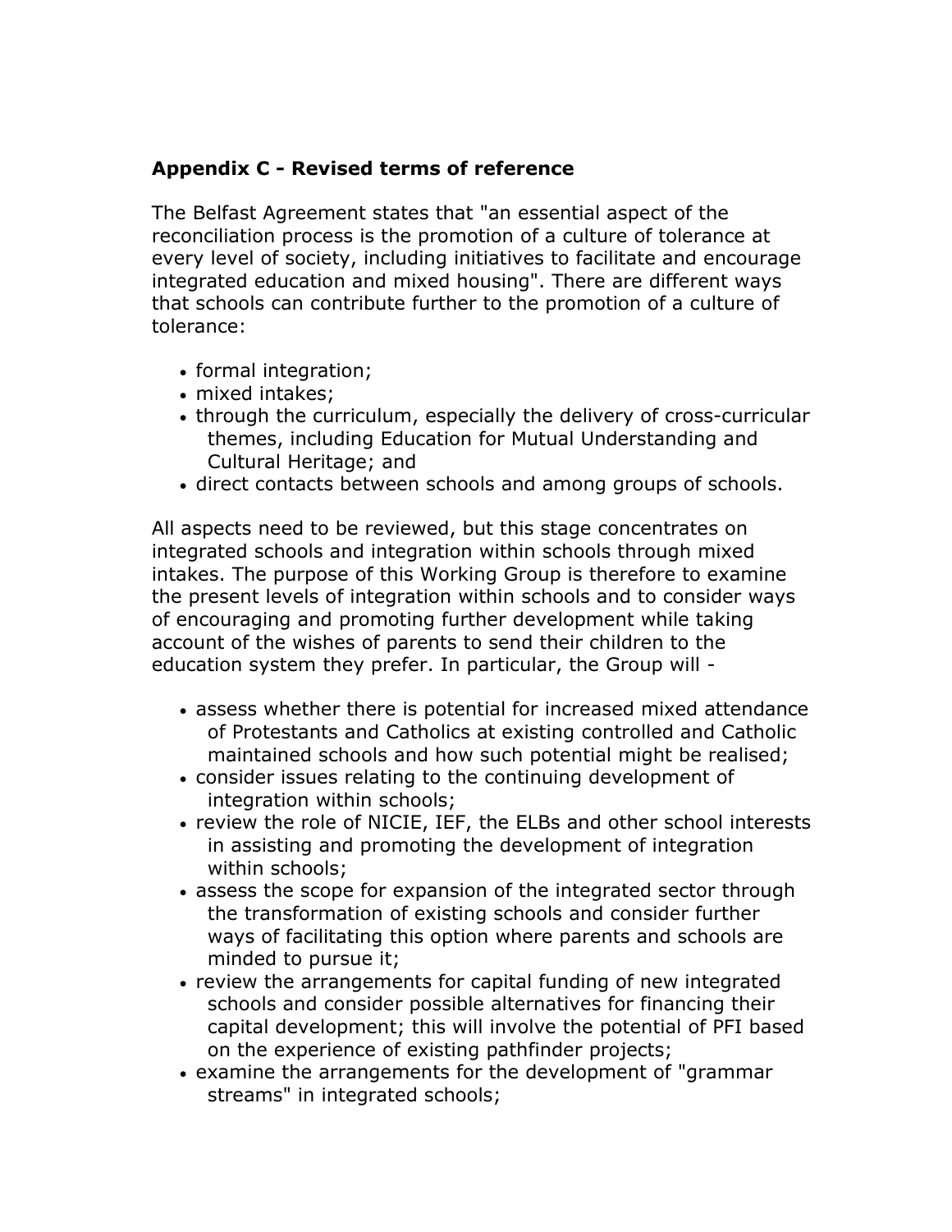## Appendix C - Revised terms of reference

The Belfast Agreement states that "an essential aspect of the reconciliation process is the promotion of a culture of tolerance at every level of society, including initiatives to facilitate and encourage integrated education and mixed housing". There are different ways that schools can contribute further to the promotion of a culture of tolerance:

- formal integration;
- mixed intakes;
- through the curriculum, especially the delivery of cross-curricular themes, including Education for Mutual Understanding and Cultural Heritage; and
- direct contacts between schools and among groups of schools.

All aspects need to be reviewed, but this stage concentrates on integrated schools and integration within schools through mixed intakes. The purpose of this Working Group is therefore to examine the present levels of integration within schools and to consider ways of encouraging and promoting further development while taking account of the wishes of parents to send their children to the education system they prefer. In particular, the Group will -

- assess whether there is potential for increased mixed attendance of Protestants and Catholics at existing controlled and Catholic maintained schools and how such potential might be realised;
- consider issues relating to the continuing development of integration within schools;
- review the role of NICIE, IEF, the ELBs and other school interests in assisting and promoting the development of integration within schools;
- assess the scope for expansion of the integrated sector through the transformation of existing schools and consider further ways of facilitating this option where parents and schools are minded to pursue it;
- review the arrangements for capital funding of new integrated schools and consider possible alternatives for financing their capital development; this will involve the potential of PFI based on the experience of existing pathfinder projects;
- examine the arrangements for the development of "grammar streams" in integrated schools;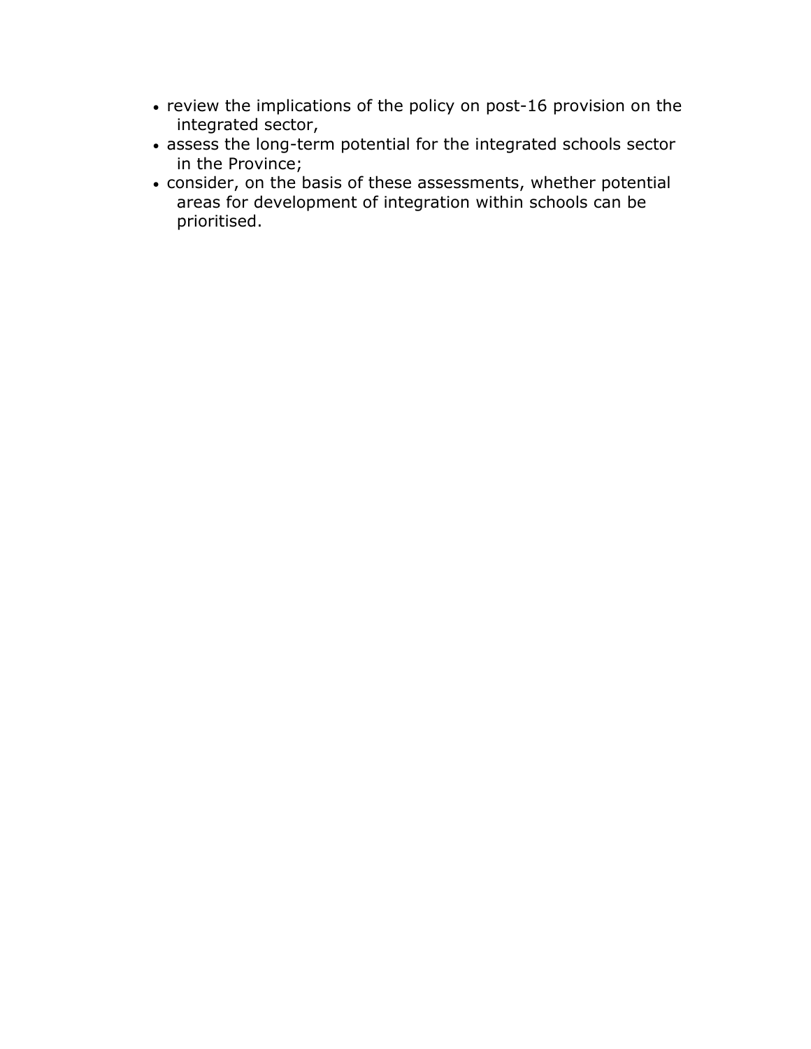- review the implications of the policy on post-16 provision on the integrated sector,
- assess the long-term potential for the integrated schools sector in the Province;
- consider, on the basis of these assessments, whether potential areas for development of integration within schools can be prioritised.